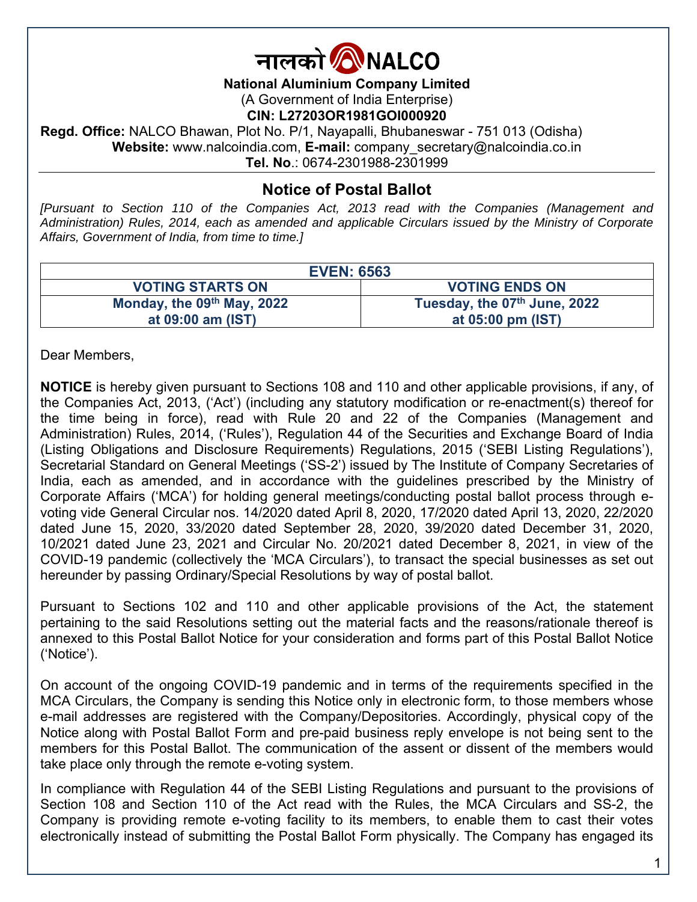# नालको NALCO

**National Aluminium Company Limited**
(A Government of India Enterprise)
**CIN: L27203OR1981GOI000920**
**Regd. Office:** NALCO Bhawan, Plot No. P/1, Nayapalli, Bhubaneswar - 751 013 (Odisha)
**Website:** www.nalcoindia.com, **E-mail:** company_secretary@nalcoindia.co.in
**Tel. No**.: 0674-2301988-2301999

## Notice of Postal Ballot

*[Pursuant to Section 110 of the Companies Act, 2013 read with the Companies (Management and Administration) Rules, 2014, each as amended and applicable Circulars issued by the Ministry of Corporate Affairs, Government of India, from time to time.]*

| **EVEN: 6563** | |
|---|---|
| **VOTING STARTS ON** | **VOTING ENDS ON** |
| **Monday, the 09th May, 2022 at 09:00 am (IST)** | **Tuesday, the 07th June, 2022 at 05:00 pm (IST)** |

Dear Members,

**NOTICE** is hereby given pursuant to Sections 108 and 110 and other applicable provisions, if any, of the Companies Act, 2013, ('Act') (including any statutory modification or re-enactment(s) thereof for the time being in force), read with Rule 20 and 22 of the Companies (Management and Administration) Rules, 2014, ('Rules'), Regulation 44 of the Securities and Exchange Board of India (Listing Obligations and Disclosure Requirements) Regulations, 2015 ('SEBI Listing Regulations'), Secretarial Standard on General Meetings ('SS-2') issued by The Institute of Company Secretaries of India, each as amended, and in accordance with the guidelines prescribed by the Ministry of Corporate Affairs ('MCA') for holding general meetings/conducting postal ballot process through e-voting vide General Circular nos. 14/2020 dated April 8, 2020, 17/2020 dated April 13, 2020, 22/2020 dated June 15, 2020, 33/2020 dated September 28, 2020, 39/2020 dated December 31, 2020, 10/2021 dated June 23, 2021 and Circular No. 20/2021 dated December 8, 2021, in view of the COVID-19 pandemic (collectively the 'MCA Circulars'), to transact the special businesses as set out hereunder by passing Ordinary/Special Resolutions by way of postal ballot.

Pursuant to Sections 102 and 110 and other applicable provisions of the Act, the statement pertaining to the said Resolutions setting out the material facts and the reasons/rationale thereof is annexed to this Postal Ballot Notice for your consideration and forms part of this Postal Ballot Notice ('Notice').

On account of the ongoing COVID-19 pandemic and in terms of the requirements specified in the MCA Circulars, the Company is sending this Notice only in electronic form, to those members whose e-mail addresses are registered with the Company/Depositories. Accordingly, physical copy of the Notice along with Postal Ballot Form and pre-paid business reply envelope is not being sent to the members for this Postal Ballot. The communication of the assent or dissent of the members would take place only through the remote e-voting system.

In compliance with Regulation 44 of the SEBI Listing Regulations and pursuant to the provisions of Section 108 and Section 110 of the Act read with the Rules, the MCA Circulars and SS-2, the Company is providing remote e-voting facility to its members, to enable them to cast their votes electronically instead of submitting the Postal Ballot Form physically. The Company has engaged its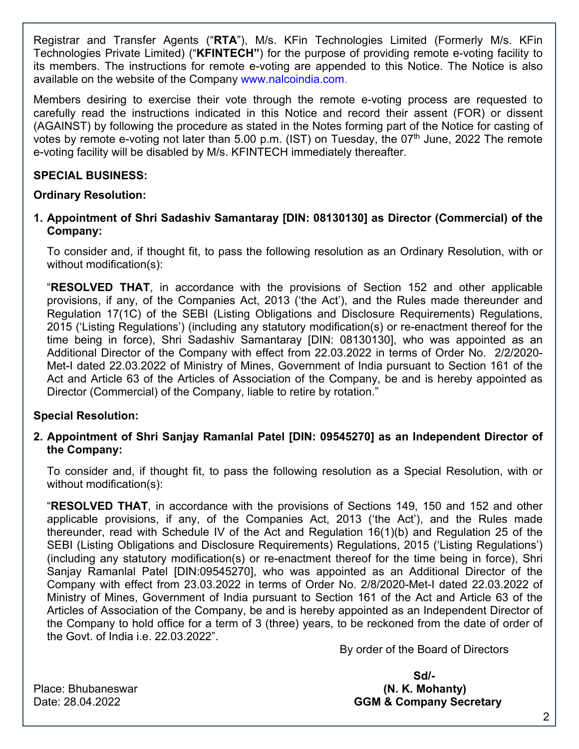Registrar and Transfer Agents ("**RTA**"), M/s. KFin Technologies Limited (Formerly M/s. KFin Technologies Private Limited) ("**KFINTECH"**) for the purpose of providing remote e-voting facility to its members. The instructions for remote e-voting are appended to this Notice. The Notice is also available on the website of the Company www.nalcoindia.com.

Members desiring to exercise their vote through the remote e-voting process are requested to carefully read the instructions indicated in this Notice and record their assent (FOR) or dissent (AGAINST) by following the procedure as stated in the Notes forming part of the Notice for casting of votes by remote e-voting not later than 5.00 p.m. (IST) on Tuesday, the 07th June, 2022 The remote e-voting facility will be disabled by M/s. KFINTECH immediately thereafter.

**SPECIAL BUSINESS:**

**Ordinary Resolution:**

**1. Appointment of Shri Sadashiv Samantaray [DIN: 08130130] as Director (Commercial) of the Company:**

To consider and, if thought fit, to pass the following resolution as an Ordinary Resolution, with or without modification(s):

"**RESOLVED THAT**, in accordance with the provisions of Section 152 and other applicable provisions, if any, of the Companies Act, 2013 ('the Act'), and the Rules made thereunder and Regulation 17(1C) of the SEBI (Listing Obligations and Disclosure Requirements) Regulations, 2015 ('Listing Regulations') (including any statutory modification(s) or re-enactment thereof for the time being in force), Shri Sadashiv Samantaray [DIN: 08130130], who was appointed as an Additional Director of the Company with effect from 22.03.2022 in terms of Order No. 2/2/2020-Met-I dated 22.03.2022 of Ministry of Mines, Government of India pursuant to Section 161 of the Act and Article 63 of the Articles of Association of the Company, be and is hereby appointed as Director (Commercial) of the Company, liable to retire by rotation."

**Special Resolution:**

**2. Appointment of Shri Sanjay Ramanlal Patel [DIN: 09545270] as an Independent Director of the Company:**

To consider and, if thought fit, to pass the following resolution as a Special Resolution, with or without modification(s):

"**RESOLVED THAT**, in accordance with the provisions of Sections 149, 150 and 152 and other applicable provisions, if any, of the Companies Act, 2013 ('the Act'), and the Rules made thereunder, read with Schedule IV of the Act and Regulation 16(1)(b) and Regulation 25 of the SEBI (Listing Obligations and Disclosure Requirements) Regulations, 2015 ('Listing Regulations') (including any statutory modification(s) or re-enactment thereof for the time being in force), Shri Sanjay Ramanlal Patel [DIN:09545270], who was appointed as an Additional Director of the Company with effect from 23.03.2022 in terms of Order No. 2/8/2020-Met-I dated 22.03.2022 of Ministry of Mines, Government of India pursuant to Section 161 of the Act and Article 63 of the Articles of Association of the Company, be and is hereby appointed as an Independent Director of the Company to hold office for a term of 3 (three) years, to be reckoned from the date of order of the Govt. of India i.e. 22.03.2022".

By order of the Board of Directors

**Sd/-**
**(N. K. Mohanty)**
**GGM & Company Secretary**

Place: Bhubaneswar
Date: 28.04.2022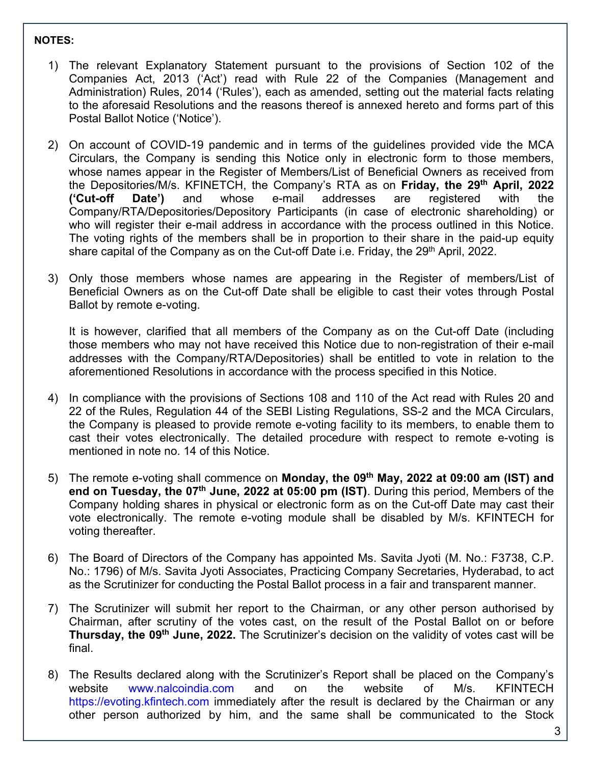**NOTES:**

1) The relevant Explanatory Statement pursuant to the provisions of Section 102 of the Companies Act, 2013 ('Act') read with Rule 22 of the Companies (Management and Administration) Rules, 2014 ('Rules'), each as amended, setting out the material facts relating to the aforesaid Resolutions and the reasons thereof is annexed hereto and forms part of this Postal Ballot Notice ('Notice').

2) On account of COVID-19 pandemic and in terms of the guidelines provided vide the MCA Circulars, the Company is sending this Notice only in electronic form to those members, whose names appear in the Register of Members/List of Beneficial Owners as received from the Depositories/M/s. KFINETCH, the Company's RTA as on **Friday, the 29th April, 2022 ('Cut-off Date')** and whose e-mail addresses are registered with the Company/RTA/Depositories/Depository Participants (in case of electronic shareholding) or who will register their e-mail address in accordance with the process outlined in this Notice. The voting rights of the members shall be in proportion to their share in the paid-up equity share capital of the Company as on the Cut-off Date i.e. Friday, the 29th April, 2022.

3) Only those members whose names are appearing in the Register of members/List of Beneficial Owners as on the Cut-off Date shall be eligible to cast their votes through Postal Ballot by remote e-voting.

   It is however, clarified that all members of the Company as on the Cut-off Date (including those members who may not have received this Notice due to non-registration of their e-mail addresses with the Company/RTA/Depositories) shall be entitled to vote in relation to the aforementioned Resolutions in accordance with the process specified in this Notice.

4) In compliance with the provisions of Sections 108 and 110 of the Act read with Rules 20 and 22 of the Rules, Regulation 44 of the SEBI Listing Regulations, SS-2 and the MCA Circulars, the Company is pleased to provide remote e-voting facility to its members, to enable them to cast their votes electronically. The detailed procedure with respect to remote e-voting is mentioned in note no. 14 of this Notice.

5) The remote e-voting shall commence on **Monday, the 09th May, 2022 at 09:00 am (IST) and end on Tuesday, the 07th June, 2022 at 05:00 pm (IST)**. During this period, Members of the Company holding shares in physical or electronic form as on the Cut-off Date may cast their vote electronically. The remote e-voting module shall be disabled by M/s. KFINTECH for voting thereafter.

6) The Board of Directors of the Company has appointed Ms. Savita Jyoti (M. No.: F3738, C.P. No.: 1796) of M/s. Savita Jyoti Associates, Practicing Company Secretaries, Hyderabad, to act as the Scrutinizer for conducting the Postal Ballot process in a fair and transparent manner.

7) The Scrutinizer will submit her report to the Chairman, or any other person authorised by Chairman, after scrutiny of the votes cast, on the result of the Postal Ballot on or before **Thursday, the 09th June, 2022.** The Scrutinizer's decision on the validity of votes cast will be final.

8) The Results declared along with the Scrutinizer's Report shall be placed on the Company's website www.nalcoindia.com and on the website of M/s. KFINTECH https://evoting.kfintech.com immediately after the result is declared by the Chairman or any other person authorized by him, and the same shall be communicated to the Stock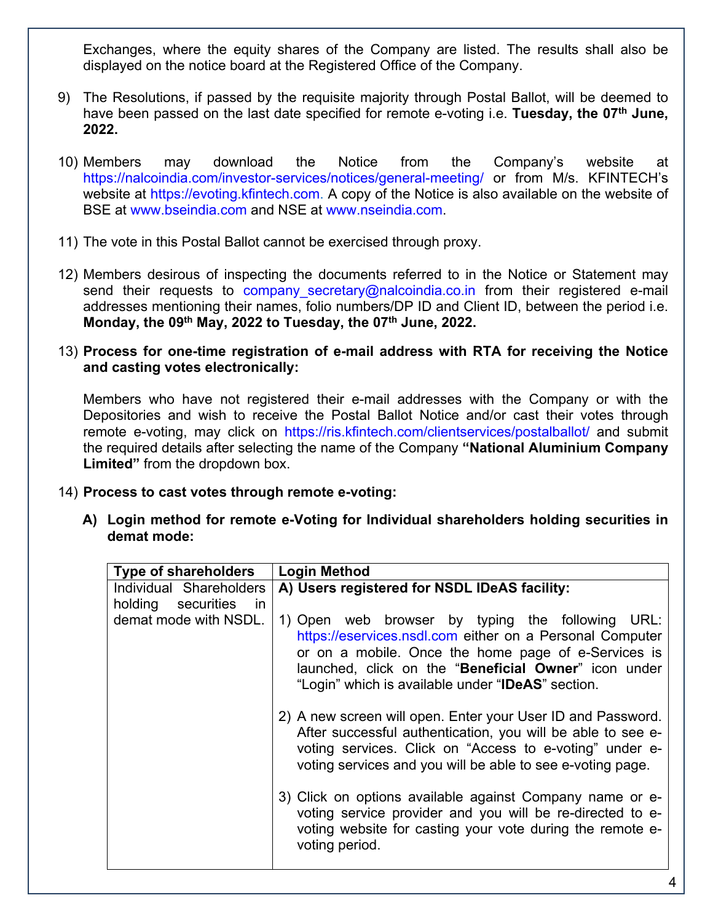Exchanges, where the equity shares of the Company are listed. The results shall also be displayed on the notice board at the Registered Office of the Company.

9) The Resolutions, if passed by the requisite majority through Postal Ballot, will be deemed to have been passed on the last date specified for remote e-voting i.e. **Tuesday, the 07th June, 2022.**

10) Members may download the Notice from the Company's website at https://nalcoindia.com/investor-services/notices/general-meeting/ or from M/s. KFINTECH's website at https://evoting.kfintech.com. A copy of the Notice is also available on the website of BSE at www.bseindia.com and NSE at www.nseindia.com.

11) The vote in this Postal Ballot cannot be exercised through proxy.

12) Members desirous of inspecting the documents referred to in the Notice or Statement may send their requests to company_secretary@nalcoindia.co.in from their registered e-mail addresses mentioning their names, folio numbers/DP ID and Client ID, between the period i.e. **Monday, the 09th May, 2022 to Tuesday, the 07th June, 2022.**

13) **Process for one-time registration of e-mail address with RTA for receiving the Notice and casting votes electronically:**

    Members who have not registered their e-mail addresses with the Company or with the Depositories and wish to receive the Postal Ballot Notice and/or cast their votes through remote e-voting, may click on https://ris.kfintech.com/clientservices/postalballot/ and submit the required details after selecting the name of the Company **"National Aluminium Company Limited"** from the dropdown box.

14) **Process to cast votes through remote e-voting:**

    **A) Login method for remote e-Voting for Individual shareholders holding securities in demat mode:**

| Type of shareholders | Login Method |
|---|---|
| Individual Shareholders holding securities in demat mode with NSDL. | **A) Users registered for NSDL IDeAS facility:**<br><br>1) Open web browser by typing the following URL: https://eservices.nsdl.com either on a Personal Computer or on a mobile. Once the home page of e-Services is launched, click on the "**Beneficial Owner**" icon under "Login" which is available under "**IDeAS**" section.<br><br>2) A new screen will open. Enter your User ID and Password. After successful authentication, you will be able to see e-voting services. Click on "Access to e-voting" under e-voting services and you will be able to see e-voting page.<br><br>3) Click on options available against Company name or e-voting service provider and you will be re-directed to e-voting website for casting your vote during the remote e-voting period. |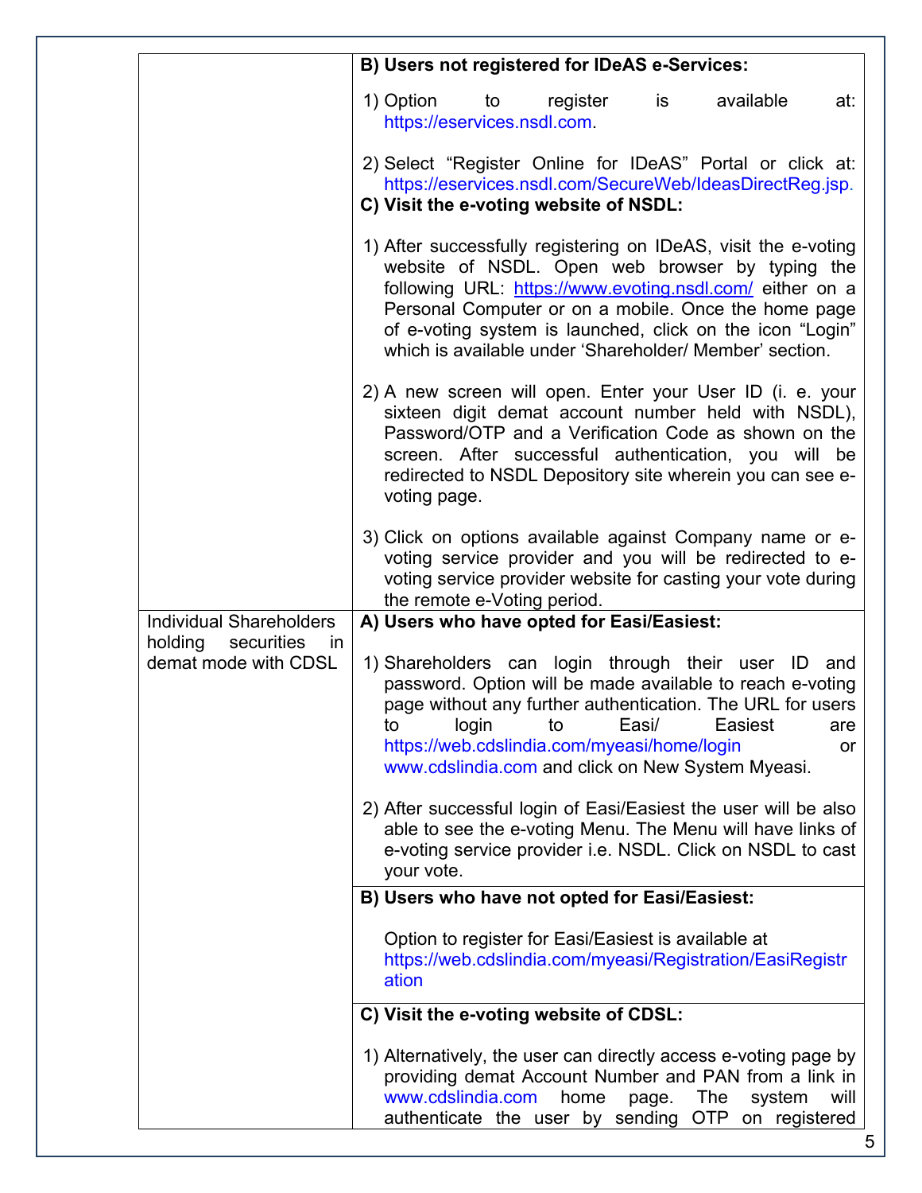| | |
|---|---|
| | **B) Users not registered for IDeAS e-Services:**<br><br>1) Option to register is available at: https://eservices.nsdl.com.<br><br>2) Select "Register Online for IDeAS" Portal or click at: https://eservices.nsdl.com/SecureWeb/IdeasDirectReg.jsp.<br><br>**C) Visit the e-voting website of NSDL:**<br><br>1) After successfully registering on IDeAS, visit the e-voting website of NSDL. Open web browser by typing the following URL: https://www.evoting.nsdl.com/ either on a Personal Computer or on a mobile. Once the home page of e-voting system is launched, click on the icon "Login" which is available under 'Shareholder/ Member' section.<br><br>2) A new screen will open. Enter your User ID (i. e. your sixteen digit demat account number held with NSDL), Password/OTP and a Verification Code as shown on the screen. After successful authentication, you will be redirected to NSDL Depository site wherein you can see e-voting page.<br><br>3) Click on options available against Company name or e-voting service provider and you will be redirected to e-voting service provider website for casting your vote during the remote e-Voting period. |
| Individual Shareholders holding securities in demat mode with CDSL | **A) Users who have opted for Easi/Easiest:**<br><br>1) Shareholders can login through their user ID and password. Option will be made available to reach e-voting page without any further authentication. The URL for users to login to Easi/ Easiest are https://web.cdslindia.com/myeasi/home/login or www.cdslindia.com and click on New System Myeasi.<br><br>2) After successful login of Easi/Easiest the user will be also able to see the e-voting Menu. The Menu will have links of e-voting service provider i.e. NSDL. Click on NSDL to cast your vote. |
| | **B) Users who have not opted for Easi/Easiest:**<br><br>Option to register for Easi/Easiest is available at https://web.cdslindia.com/myeasi/Registration/EasiRegistration |
| | **C) Visit the e-voting website of CDSL:**<br><br>1) Alternatively, the user can directly access e-voting page by providing demat Account Number and PAN from a link in www.cdslindia.com home page. The system will authenticate the user by sending OTP on registered |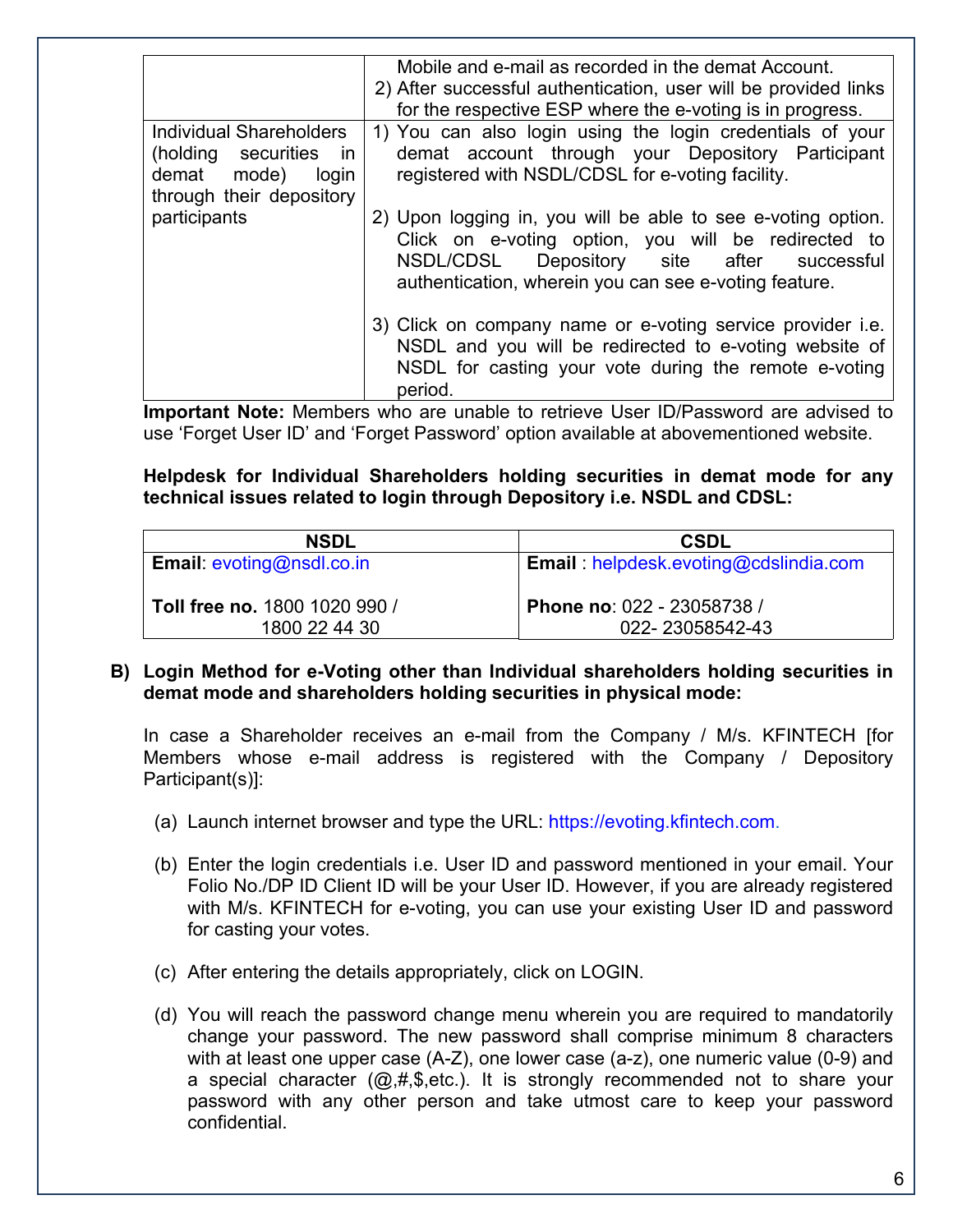| | |
|---|---|
| | Mobile and e-mail as recorded in the demat Account.<br>2) After successful authentication, user will be provided links for the respective ESP where the e-voting is in progress. |
| Individual Shareholders (holding securities in demat mode) login through their depository participants | 1) You can also login using the login credentials of your demat account through your Depository Participant registered with NSDL/CDSL for e-voting facility.<br><br>2) Upon logging in, you will be able to see e-voting option. Click on e-voting option, you will be redirected to NSDL/CDSL Depository site after successful authentication, wherein you can see e-voting feature.<br><br>3) Click on company name or e-voting service provider i.e. NSDL and you will be redirected to e-voting website of NSDL for casting your vote during the remote e-voting period. |

**Important Note:** Members who are unable to retrieve User ID/Password are advised to use 'Forget User ID' and 'Forget Password' option available at abovementioned website.

**Helpdesk for Individual Shareholders holding securities in demat mode for any technical issues related to login through Depository i.e. NSDL and CDSL:**

| NSDL | CSDL |
|---|---|
| **Email**: evoting@nsdl.co.in<br><br>**Toll free no.** 1800 1020 990 / 1800 22 44 30 | **Email** : helpdesk.evoting@cdslindia.com<br><br>**Phone no**: 022 - 23058738 / 022- 23058542-43 |

**B) Login Method for e-Voting other than Individual shareholders holding securities in demat mode and shareholders holding securities in physical mode:**

In case a Shareholder receives an e-mail from the Company / M/s. KFINTECH [for Members whose e-mail address is registered with the Company / Depository Participant(s)]:

(a) Launch internet browser and type the URL: https://evoting.kfintech.com.

(b) Enter the login credentials i.e. User ID and password mentioned in your email. Your Folio No./DP ID Client ID will be your User ID. However, if you are already registered with M/s. KFINTECH for e-voting, you can use your existing User ID and password for casting your votes.

(c) After entering the details appropriately, click on LOGIN.

(d) You will reach the password change menu wherein you are required to mandatorily change your password. The new password shall comprise minimum 8 characters with at least one upper case (A-Z), one lower case (a-z), one numeric value (0-9) and a special character (@,#,$,etc.). It is strongly recommended not to share your password with any other person and take utmost care to keep your password confidential.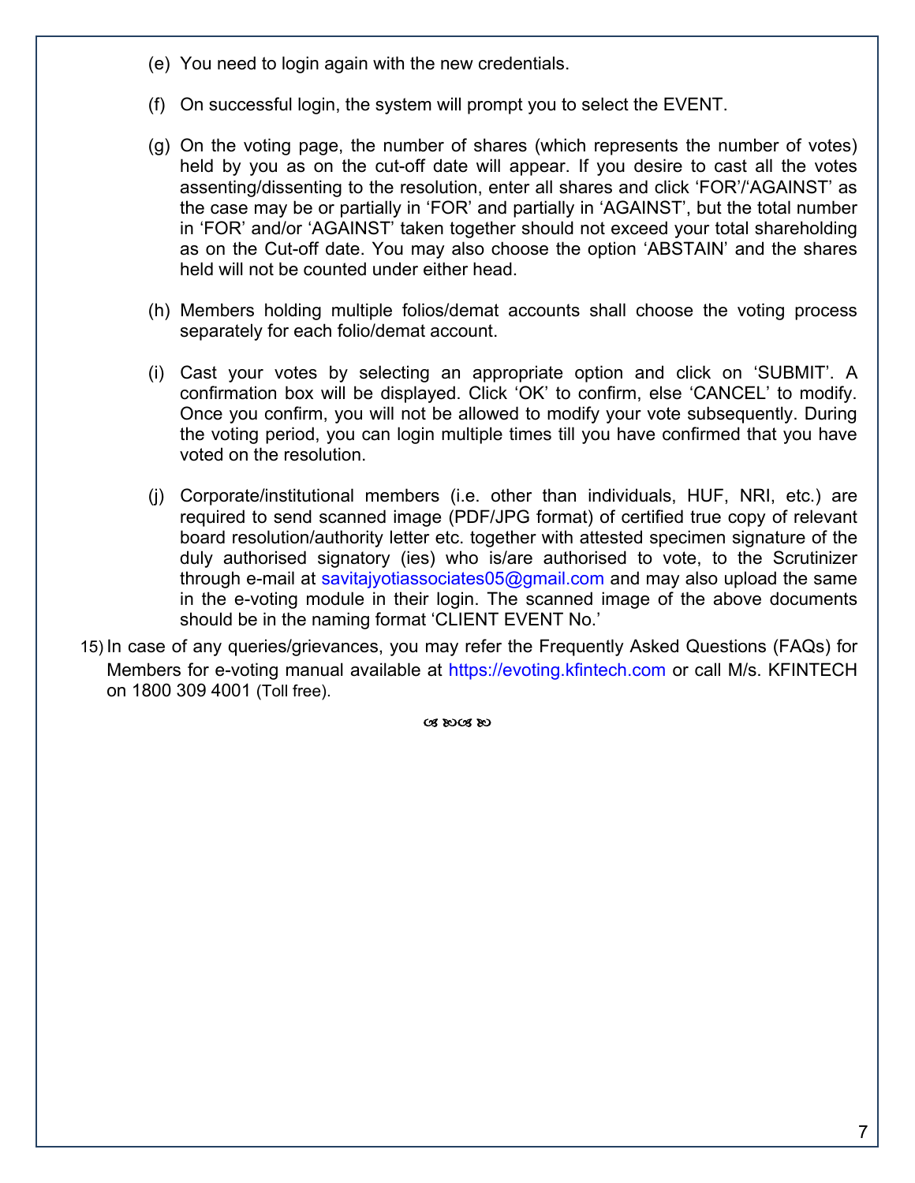(e) You need to login again with the new credentials.

(f) On successful login, the system will prompt you to select the EVENT.

(g) On the voting page, the number of shares (which represents the number of votes) held by you as on the cut-off date will appear. If you desire to cast all the votes assenting/dissenting to the resolution, enter all shares and click 'FOR'/'AGAINST' as the case may be or partially in 'FOR' and partially in 'AGAINST', but the total number in 'FOR' and/or 'AGAINST' taken together should not exceed your total shareholding as on the Cut-off date. You may also choose the option 'ABSTAIN' and the shares held will not be counted under either head.

(h) Members holding multiple folios/demat accounts shall choose the voting process separately for each folio/demat account.

(i) Cast your votes by selecting an appropriate option and click on 'SUBMIT'. A confirmation box will be displayed. Click 'OK' to confirm, else 'CANCEL' to modify. Once you confirm, you will not be allowed to modify your vote subsequently. During the voting period, you can login multiple times till you have confirmed that you have voted on the resolution.

(j) Corporate/institutional members (i.e. other than individuals, HUF, NRI, etc.) are required to send scanned image (PDF/JPG format) of certified true copy of relevant board resolution/authority letter etc. together with attested specimen signature of the duly authorised signatory (ies) who is/are authorised to vote, to the Scrutinizer through e-mail at savitajyotiassociates05@gmail.com and may also upload the same in the e-voting module in their login. The scanned image of the above documents should be in the naming format 'CLIENT EVENT No.'

15) In case of any queries/grievances, you may refer the Frequently Asked Questions (FAQs) for Members for e-voting manual available at https://evoting.kfintech.com or call M/s. KFINTECH on 1800 309 4001 (Toll free).

☙❧☙❧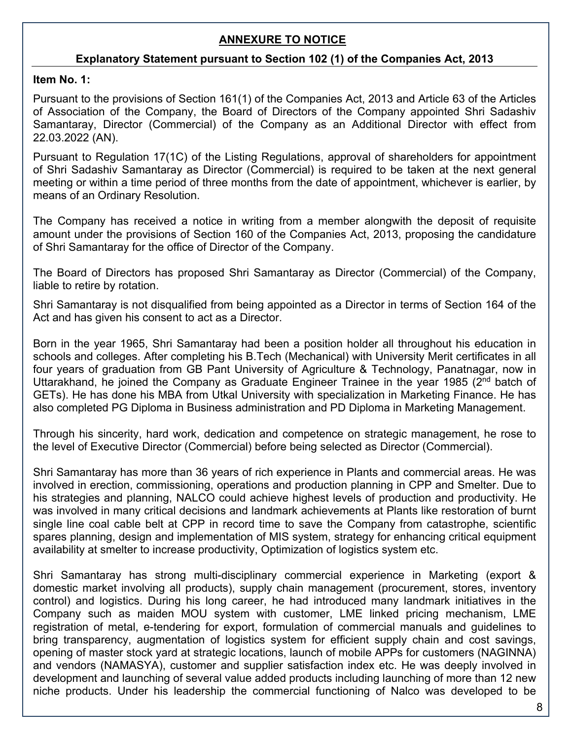## ANNEXURE TO NOTICE

### Explanatory Statement pursuant to Section 102 (1) of the Companies Act, 2013

**Item No. 1:**

Pursuant to the provisions of Section 161(1) of the Companies Act, 2013 and Article 63 of the Articles of Association of the Company, the Board of Directors of the Company appointed Shri Sadashiv Samantaray, Director (Commercial) of the Company as an Additional Director with effect from 22.03.2022 (AN).

Pursuant to Regulation 17(1C) of the Listing Regulations, approval of shareholders for appointment of Shri Sadashiv Samantaray as Director (Commercial) is required to be taken at the next general meeting or within a time period of three months from the date of appointment, whichever is earlier, by means of an Ordinary Resolution.

The Company has received a notice in writing from a member alongwith the deposit of requisite amount under the provisions of Section 160 of the Companies Act, 2013, proposing the candidature of Shri Samantaray for the office of Director of the Company.

The Board of Directors has proposed Shri Samantaray as Director (Commercial) of the Company, liable to retire by rotation.

Shri Samantaray is not disqualified from being appointed as a Director in terms of Section 164 of the Act and has given his consent to act as a Director.

Born in the year 1965, Shri Samantaray had been a position holder all throughout his education in schools and colleges. After completing his B.Tech (Mechanical) with University Merit certificates in all four years of graduation from GB Pant University of Agriculture & Technology, Panatnagar, now in Uttarakhand, he joined the Company as Graduate Engineer Trainee in the year 1985 (2nd batch of GETs). He has done his MBA from Utkal University with specialization in Marketing Finance. He has also completed PG Diploma in Business administration and PD Diploma in Marketing Management.

Through his sincerity, hard work, dedication and competence on strategic management, he rose to the level of Executive Director (Commercial) before being selected as Director (Commercial).

Shri Samantaray has more than 36 years of rich experience in Plants and commercial areas. He was involved in erection, commissioning, operations and production planning in CPP and Smelter. Due to his strategies and planning, NALCO could achieve highest levels of production and productivity. He was involved in many critical decisions and landmark achievements at Plants like restoration of burnt single line coal cable belt at CPP in record time to save the Company from catastrophe, scientific spares planning, design and implementation of MIS system, strategy for enhancing critical equipment availability at smelter to increase productivity, Optimization of logistics system etc.

Shri Samantaray has strong multi-disciplinary commercial experience in Marketing (export & domestic market involving all products), supply chain management (procurement, stores, inventory control) and logistics. During his long career, he had introduced many landmark initiatives in the Company such as maiden MOU system with customer, LME linked pricing mechanism, LME registration of metal, e-tendering for export, formulation of commercial manuals and guidelines to bring transparency, augmentation of logistics system for efficient supply chain and cost savings, opening of master stock yard at strategic locations, launch of mobile APPs for customers (NAGINNA) and vendors (NAMASYA), customer and supplier satisfaction index etc. He was deeply involved in development and launching of several value added products including launching of more than 12 new niche products. Under his leadership the commercial functioning of Nalco was developed to be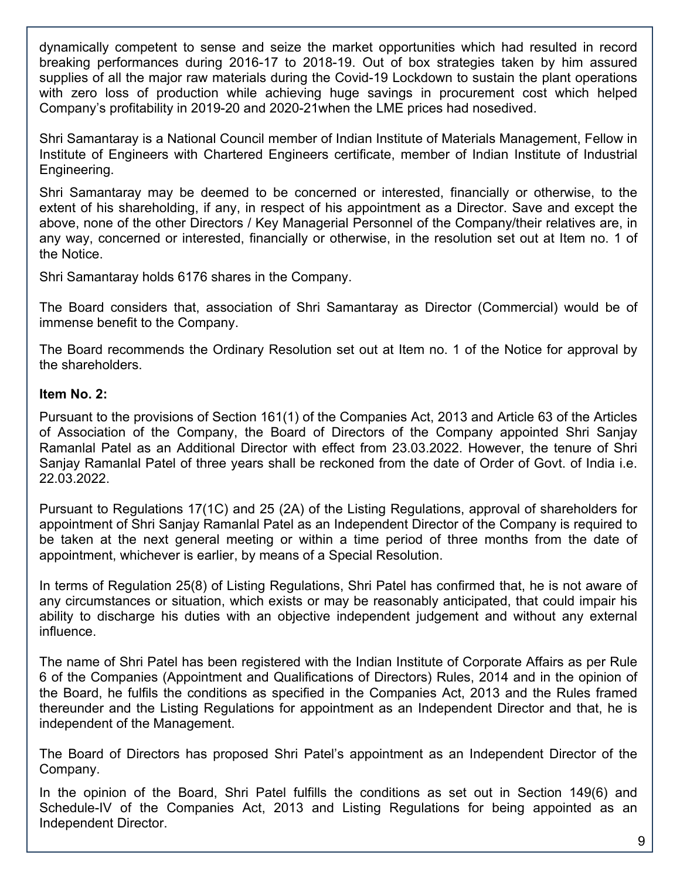dynamically competent to sense and seize the market opportunities which had resulted in record breaking performances during 2016-17 to 2018-19. Out of box strategies taken by him assured supplies of all the major raw materials during the Covid-19 Lockdown to sustain the plant operations with zero loss of production while achieving huge savings in procurement cost which helped Company's profitability in 2019-20 and 2020-21when the LME prices had nosedived.

Shri Samantaray is a National Council member of Indian Institute of Materials Management, Fellow in Institute of Engineers with Chartered Engineers certificate, member of Indian Institute of Industrial Engineering.

Shri Samantaray may be deemed to be concerned or interested, financially or otherwise, to the extent of his shareholding, if any, in respect of his appointment as a Director. Save and except the above, none of the other Directors / Key Managerial Personnel of the Company/their relatives are, in any way, concerned or interested, financially or otherwise, in the resolution set out at Item no. 1 of the Notice.

Shri Samantaray holds 6176 shares in the Company.

The Board considers that, association of Shri Samantaray as Director (Commercial) would be of immense benefit to the Company.

The Board recommends the Ordinary Resolution set out at Item no. 1 of the Notice for approval by the shareholders.

**Item No. 2:**

Pursuant to the provisions of Section 161(1) of the Companies Act, 2013 and Article 63 of the Articles of Association of the Company, the Board of Directors of the Company appointed Shri Sanjay Ramanlal Patel as an Additional Director with effect from 23.03.2022. However, the tenure of Shri Sanjay Ramanlal Patel of three years shall be reckoned from the date of Order of Govt. of India i.e. 22.03.2022.

Pursuant to Regulations 17(1C) and 25 (2A) of the Listing Regulations, approval of shareholders for appointment of Shri Sanjay Ramanlal Patel as an Independent Director of the Company is required to be taken at the next general meeting or within a time period of three months from the date of appointment, whichever is earlier, by means of a Special Resolution.

In terms of Regulation 25(8) of Listing Regulations, Shri Patel has confirmed that, he is not aware of any circumstances or situation, which exists or may be reasonably anticipated, that could impair his ability to discharge his duties with an objective independent judgement and without any external influence.

The name of Shri Patel has been registered with the Indian Institute of Corporate Affairs as per Rule 6 of the Companies (Appointment and Qualifications of Directors) Rules, 2014 and in the opinion of the Board, he fulfils the conditions as specified in the Companies Act, 2013 and the Rules framed thereunder and the Listing Regulations for appointment as an Independent Director and that, he is independent of the Management.

The Board of Directors has proposed Shri Patel's appointment as an Independent Director of the Company.

In the opinion of the Board, Shri Patel fulfills the conditions as set out in Section 149(6) and Schedule-IV of the Companies Act, 2013 and Listing Regulations for being appointed as an Independent Director.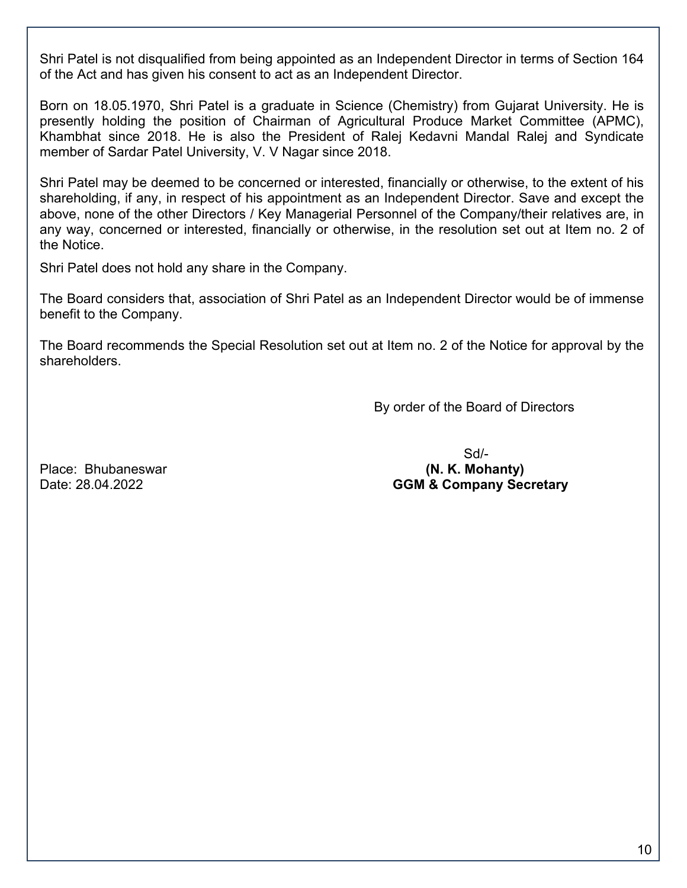Shri Patel is not disqualified from being appointed as an Independent Director in terms of Section 164 of the Act and has given his consent to act as an Independent Director.

Born on 18.05.1970, Shri Patel is a graduate in Science (Chemistry) from Gujarat University. He is presently holding the position of Chairman of Agricultural Produce Market Committee (APMC), Khambhat since 2018. He is also the President of Ralej Kedavni Mandal Ralej and Syndicate member of Sardar Patel University, V. V Nagar since 2018.

Shri Patel may be deemed to be concerned or interested, financially or otherwise, to the extent of his shareholding, if any, in respect of his appointment as an Independent Director. Save and except the above, none of the other Directors / Key Managerial Personnel of the Company/their relatives are, in any way, concerned or interested, financially or otherwise, in the resolution set out at Item no. 2 of the Notice.

Shri Patel does not hold any share in the Company.

The Board considers that, association of Shri Patel as an Independent Director would be of immense benefit to the Company.

The Board recommends the Special Resolution set out at Item no. 2 of the Notice for approval by the shareholders.

By order of the Board of Directors

Sd/-

Place: Bhubaneswar

**(N. K. Mohanty)**

Date: 28.04.2022

**GGM & Company Secretary**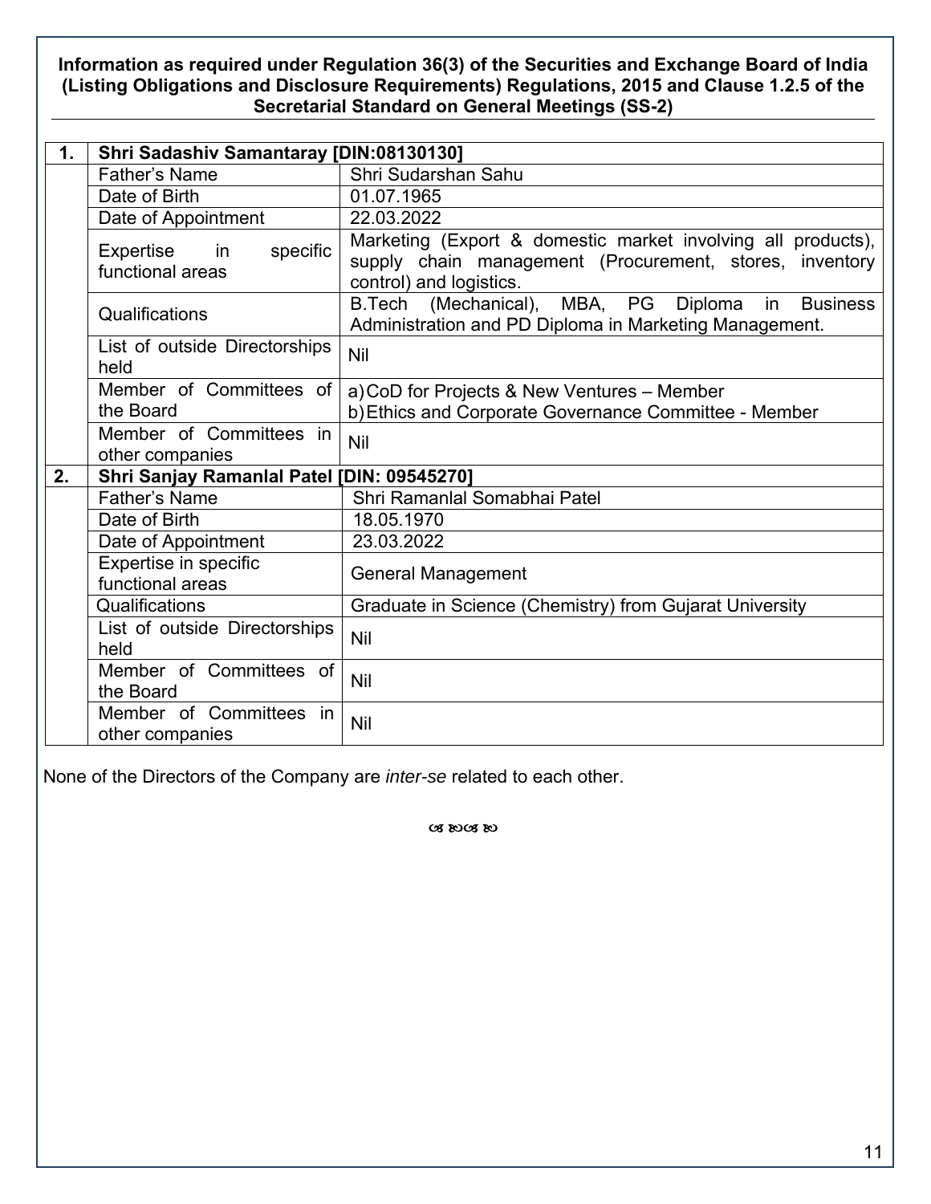**Information as required under Regulation 36(3) of the Securities and Exchange Board of India (Listing Obligations and Disclosure Requirements) Regulations, 2015 and Clause 1.2.5 of the Secretarial Standard on General Meetings (SS-2)**

| | | |
|---|---|---|
| **1.** | **Shri Sadashiv Samantaray [DIN:08130130]** | |
| | Father's Name | Shri Sudarshan Sahu |
| | Date of Birth | 01.07.1965 |
| | Date of Appointment | 22.03.2022 |
| | Expertise in specific functional areas | Marketing (Export & domestic market involving all products), supply chain management (Procurement, stores, inventory control) and logistics. |
| | Qualifications | B.Tech (Mechanical), MBA, PG Diploma in Business Administration and PD Diploma in Marketing Management. |
| | List of outside Directorships held | Nil |
| | Member of Committees of the Board | a) CoD for Projects & New Ventures – Member<br>b) Ethics and Corporate Governance Committee - Member |
| | Member of Committees in other companies | Nil |
| **2.** | **Shri Sanjay Ramanlal Patel [DIN: 09545270]** | |
| | Father's Name | Shri Ramanlal Somabhai Patel |
| | Date of Birth | 18.05.1970 |
| | Date of Appointment | 23.03.2022 |
| | Expertise in specific functional areas | General Management |
| | Qualifications | Graduate in Science (Chemistry) from Gujarat University |
| | List of outside Directorships held | Nil |
| | Member of Committees of the Board | Nil |
| | Member of Committees in other companies | Nil |

None of the Directors of the Company are *inter-se* related to each other.